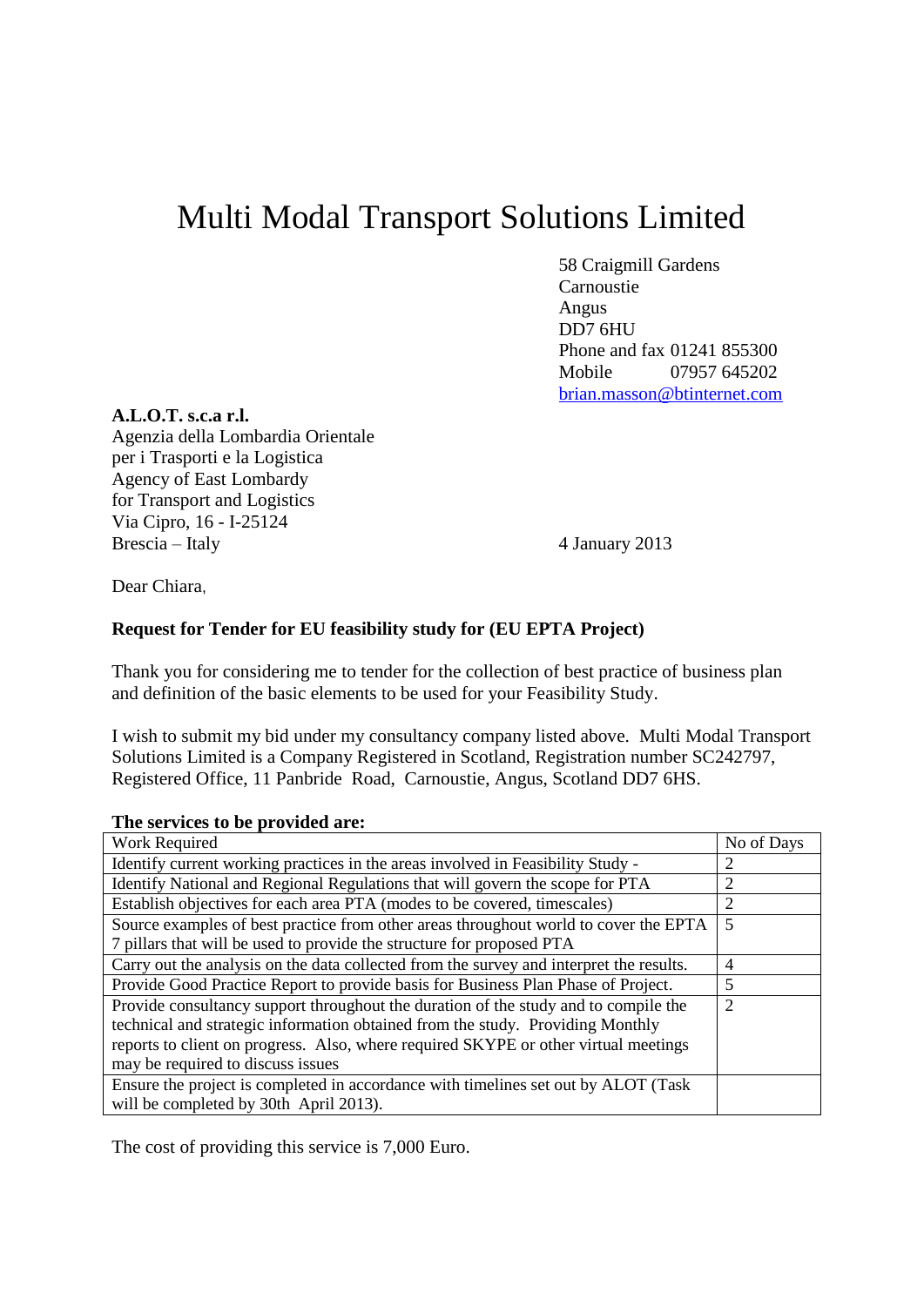# Multi Modal Transport Solutions Limited

58 Craigmill Gardens
Carnoustie
Angus
DD7 6HU
Phone and fax 01241 855300
Mobile 07957 645202
brian.masson@btinternet.com

**A.L.O.T. s.c.a r.l.**
Agenzia della Lombardia Orientale
per i Trasporti e la Logistica
Agency of East Lombardy
for Transport and Logistics
Via Cipro, 16 - I-25124
Brescia – Italy

4 January 2013

Dear Chiara,

**Request for Tender for EU feasibility study for (EU EPTA Project)**

Thank you for considering me to tender for the collection of best practice of business plan and definition of the basic elements to be used for your Feasibility Study.

I wish to submit my bid under my consultancy company listed above. Multi Modal Transport Solutions Limited is a Company Registered in Scotland, Registration number SC242797, Registered Office, 11 Panbride Road, Carnoustie, Angus, Scotland DD7 6HS.

**The services to be provided are:**

| Work Required | No of Days |
|---|---|
| Identify current working practices in the areas involved in Feasibility Study - | 2 |
| Identify National and Regional Regulations that will govern the scope for PTA | 2 |
| Establish objectives for each area PTA (modes to be covered, timescales) | 2 |
| Source examples of best practice from other areas throughout world to cover the EPTA 7 pillars that will be used to provide the structure for proposed PTA | 5 |
| Carry out the analysis on the data collected from the survey and interpret the results. | 4 |
| Provide Good Practice Report to provide basis for Business Plan Phase of Project. | 5 |
| Provide consultancy support throughout the duration of the study and to compile the technical and strategic information obtained from the study. Providing Monthly reports to client on progress. Also, where required SKYPE or other virtual meetings may be required to discuss issues | 2 |
| Ensure the project is completed in accordance with timelines set out by ALOT (Task will be completed by 30th April 2013). | |

The cost of providing this service is 7,000 Euro.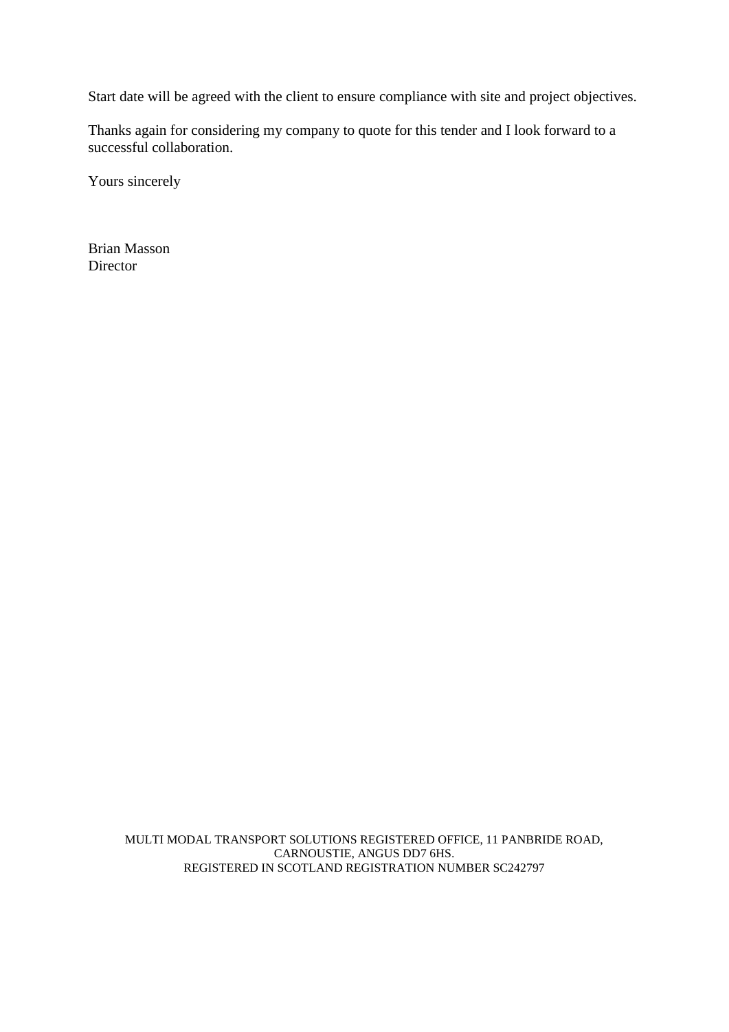Start date will be agreed with the client to ensure compliance with site and project objectives.

Thanks again for considering my company to quote for this tender and I look forward to a successful collaboration.

Yours sincerely

Brian Masson
Director

MULTI MODAL TRANSPORT SOLUTIONS REGISTERED OFFICE, 11 PANBRIDE ROAD, CARNOUSTIE, ANGUS DD7 6HS.
REGISTERED IN SCOTLAND REGISTRATION NUMBER SC242797